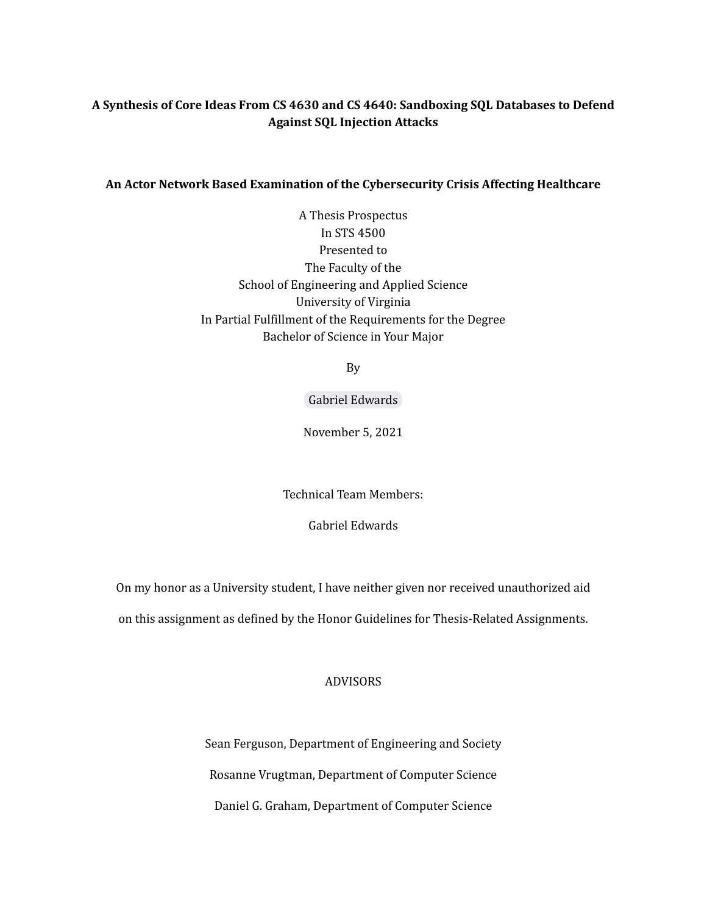**A Synthesis of Core Ideas From CS 4630 and CS 4640: Sandboxing SQL Databases to Defend Against SQL Injection Attacks**

**An Actor Network Based Examination of the Cybersecurity Crisis Affecting Healthcare**

A Thesis Prospectus
In STS 4500
Presented to
The Faculty of the
School of Engineering and Applied Science
University of Virginia
In Partial Fulfillment of the Requirements for the Degree
Bachelor of Science in Your Major

By

Gabriel Edwards

November 5, 2021

Technical Team Members:

Gabriel Edwards

On my honor as a University student, I have neither given nor received unauthorized aid on this assignment as defined by the Honor Guidelines for Thesis-Related Assignments.

ADVISORS

Sean Ferguson, Department of Engineering and Society

Rosanne Vrugtman, Department of Computer Science

Daniel G. Graham, Department of Computer Science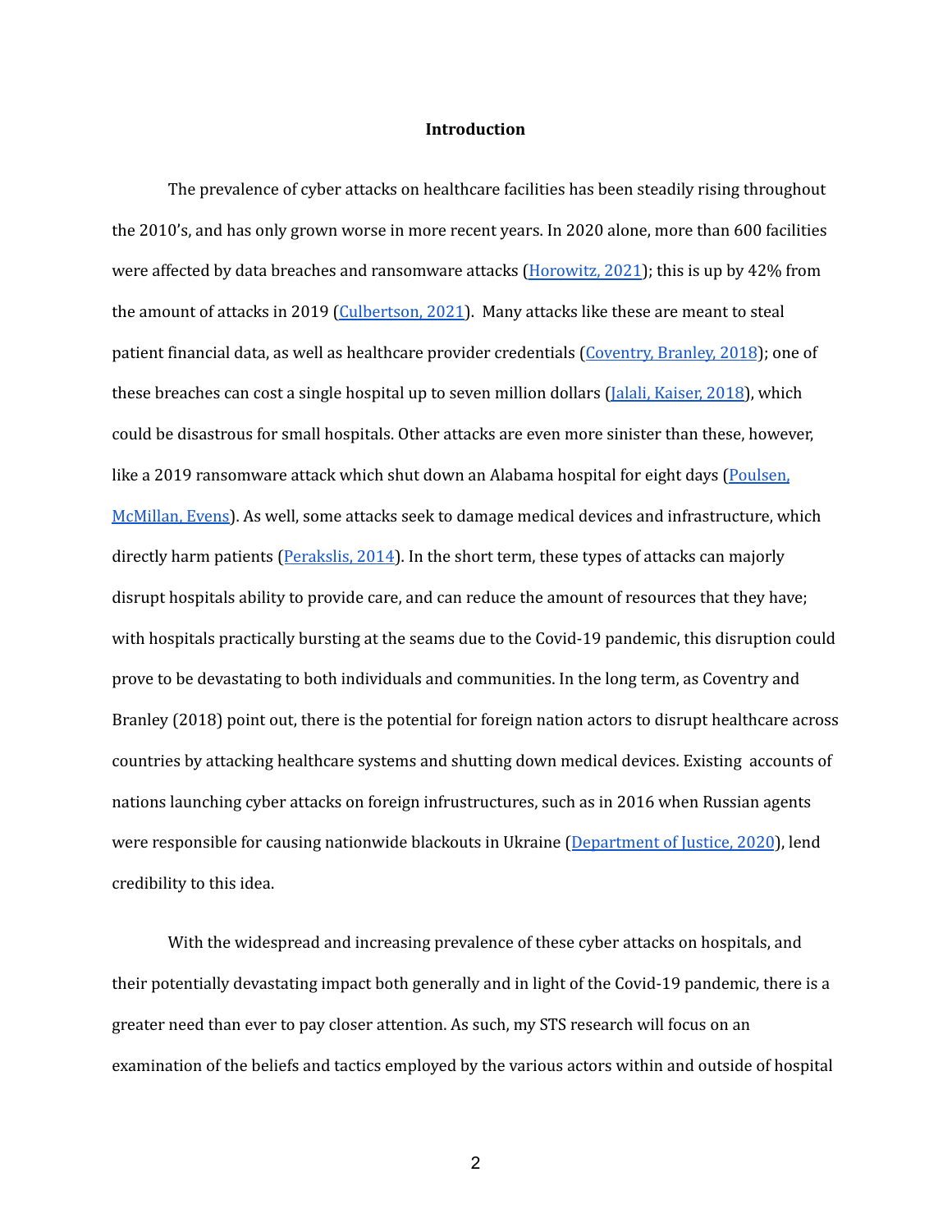## Introduction

The prevalence of cyber attacks on healthcare facilities has been steadily rising throughout the 2010's, and has only grown worse in more recent years. In 2020 alone, more than 600 facilities were affected by data breaches and ransomware attacks (Horowitz, 2021); this is up by 42% from the amount of attacks in 2019 (Culbertson, 2021). Many attacks like these are meant to steal patient financial data, as well as healthcare provider credentials (Coventry, Branley, 2018); one of these breaches can cost a single hospital up to seven million dollars (Jalali, Kaiser, 2018), which could be disastrous for small hospitals. Other attacks are even more sinister than these, however, like a 2019 ransomware attack which shut down an Alabama hospital for eight days (Poulsen, McMillan, Evens). As well, some attacks seek to damage medical devices and infrastructure, which directly harm patients (Perakslis, 2014). In the short term, these types of attacks can majorly disrupt hospitals ability to provide care, and can reduce the amount of resources that they have; with hospitals practically bursting at the seams due to the Covid-19 pandemic, this disruption could prove to be devastating to both individuals and communities. In the long term, as Coventry and Branley (2018) point out, there is the potential for foreign nation actors to disrupt healthcare across countries by attacking healthcare systems and shutting down medical devices. Existing accounts of nations launching cyber attacks on foreign infrustructures, such as in 2016 when Russian agents were responsible for causing nationwide blackouts in Ukraine (Department of Justice, 2020), lend credibility to this idea.

With the widespread and increasing prevalence of these cyber attacks on hospitals, and their potentially devastating impact both generally and in light of the Covid-19 pandemic, there is a greater need than ever to pay closer attention. As such, my STS research will focus on an examination of the beliefs and tactics employed by the various actors within and outside of hospital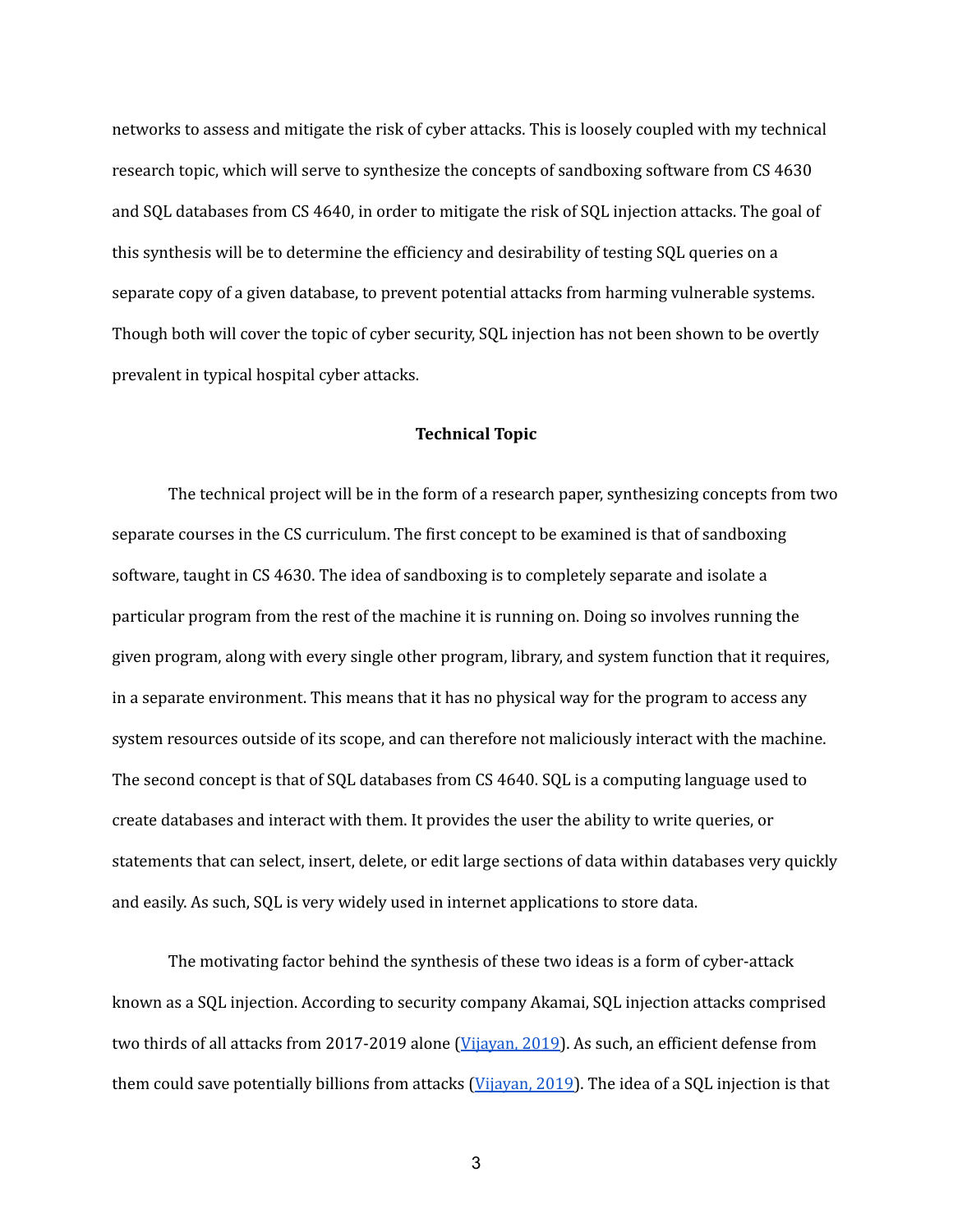networks to assess and mitigate the risk of cyber attacks. This is loosely coupled with my technical research topic, which will serve to synthesize the concepts of sandboxing software from CS 4630 and SQL databases from CS 4640, in order to mitigate the risk of SQL injection attacks. The goal of this synthesis will be to determine the efficiency and desirability of testing SQL queries on a separate copy of a given database, to prevent potential attacks from harming vulnerable systems. Though both will cover the topic of cyber security, SQL injection has not been shown to be overtly prevalent in typical hospital cyber attacks.

## Technical Topic

The technical project will be in the form of a research paper, synthesizing concepts from two separate courses in the CS curriculum. The first concept to be examined is that of sandboxing software, taught in CS 4630. The idea of sandboxing is to completely separate and isolate a particular program from the rest of the machine it is running on. Doing so involves running the given program, along with every single other program, library, and system function that it requires, in a separate environment. This means that it has no physical way for the program to access any system resources outside of its scope, and can therefore not maliciously interact with the machine. The second concept is that of SQL databases from CS 4640. SQL is a computing language used to create databases and interact with them. It provides the user the ability to write queries, or statements that can select, insert, delete, or edit large sections of data within databases very quickly and easily. As such, SQL is very widely used in internet applications to store data.

The motivating factor behind the synthesis of these two ideas is a form of cyber-attack known as a SQL injection. According to security company Akamai, SQL injection attacks comprised two thirds of all attacks from 2017-2019 alone (Vijayan, 2019). As such, an efficient defense from them could save potentially billions from attacks (Vijayan, 2019). The idea of a SQL injection is that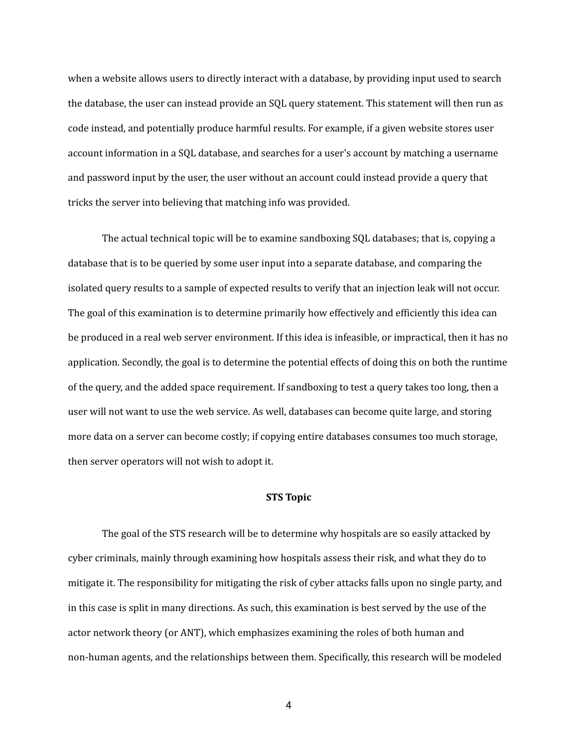when a website allows users to directly interact with a database, by providing input used to search the database, the user can instead provide an SQL query statement. This statement will then run as code instead, and potentially produce harmful results. For example, if a given website stores user account information in a SQL database, and searches for a user's account by matching a username and password input by the user, the user without an account could instead provide a query that tricks the server into believing that matching info was provided.

The actual technical topic will be to examine sandboxing SQL databases; that is, copying a database that is to be queried by some user input into a separate database, and comparing the isolated query results to a sample of expected results to verify that an injection leak will not occur. The goal of this examination is to determine primarily how effectively and efficiently this idea can be produced in a real web server environment. If this idea is infeasible, or impractical, then it has no application. Secondly, the goal is to determine the potential effects of doing this on both the runtime of the query, and the added space requirement. If sandboxing to test a query takes too long, then a user will not want to use the web service. As well, databases can become quite large, and storing more data on a server can become costly; if copying entire databases consumes too much storage, then server operators will not wish to adopt it.

## STS Topic

The goal of the STS research will be to determine why hospitals are so easily attacked by cyber criminals, mainly through examining how hospitals assess their risk, and what they do to mitigate it. The responsibility for mitigating the risk of cyber attacks falls upon no single party, and in this case is split in many directions. As such, this examination is best served by the use of the actor network theory (or ANT), which emphasizes examining the roles of both human and non-human agents, and the relationships between them. Specifically, this research will be modeled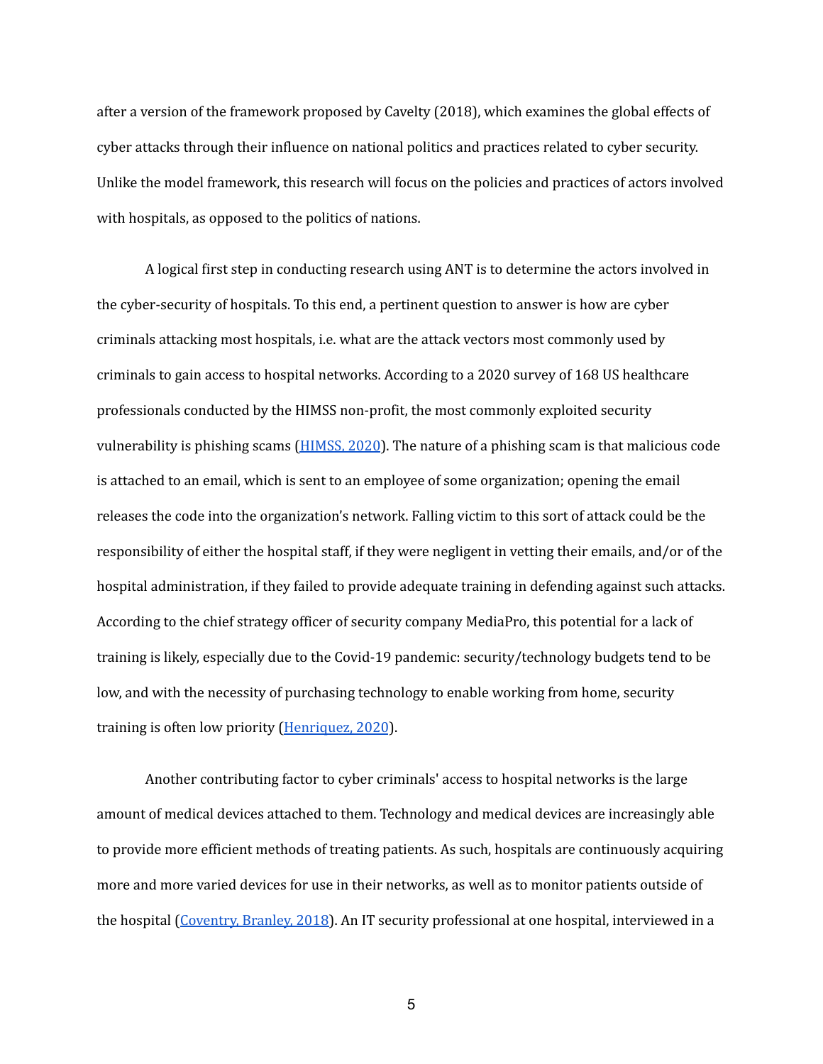after a version of the framework proposed by Cavelty (2018), which examines the global effects of cyber attacks through their influence on national politics and practices related to cyber security. Unlike the model framework, this research will focus on the policies and practices of actors involved with hospitals, as opposed to the politics of nations.

A logical first step in conducting research using ANT is to determine the actors involved in the cyber-security of hospitals. To this end, a pertinent question to answer is how are cyber criminals attacking most hospitals, i.e. what are the attack vectors most commonly used by criminals to gain access to hospital networks. According to a 2020 survey of 168 US healthcare professionals conducted by the HIMSS non-profit, the most commonly exploited security vulnerability is phishing scams (HIMSS, 2020). The nature of a phishing scam is that malicious code is attached to an email, which is sent to an employee of some organization; opening the email releases the code into the organization's network. Falling victim to this sort of attack could be the responsibility of either the hospital staff, if they were negligent in vetting their emails, and/or of the hospital administration, if they failed to provide adequate training in defending against such attacks. According to the chief strategy officer of security company MediaPro, this potential for a lack of training is likely, especially due to the Covid-19 pandemic: security/technology budgets tend to be low, and with the necessity of purchasing technology to enable working from home, security training is often low priority (Henriquez, 2020).

Another contributing factor to cyber criminals' access to hospital networks is the large amount of medical devices attached to them. Technology and medical devices are increasingly able to provide more efficient methods of treating patients. As such, hospitals are continuously acquiring more and more varied devices for use in their networks, as well as to monitor patients outside of the hospital (Coventry, Branley, 2018). An IT security professional at one hospital, interviewed in a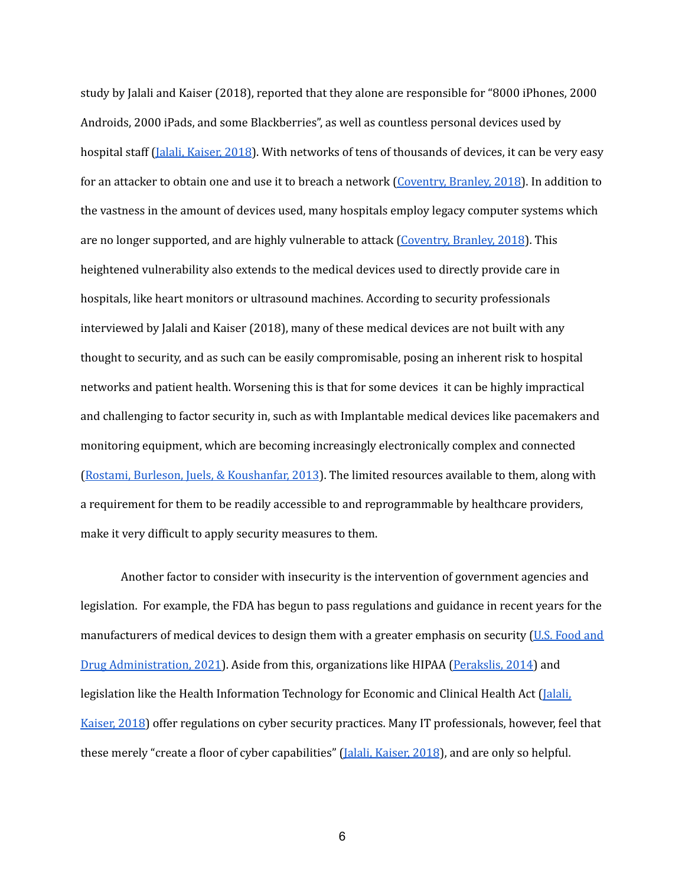study by Jalali and Kaiser (2018), reported that they alone are responsible for "8000 iPhones, 2000 Androids, 2000 iPads, and some Blackberries", as well as countless personal devices used by hospital staff (Jalali, Kaiser, 2018). With networks of tens of thousands of devices, it can be very easy for an attacker to obtain one and use it to breach a network (Coventry, Branley, 2018). In addition to the vastness in the amount of devices used, many hospitals employ legacy computer systems which are no longer supported, and are highly vulnerable to attack (Coventry, Branley, 2018). This heightened vulnerability also extends to the medical devices used to directly provide care in hospitals, like heart monitors or ultrasound machines. According to security professionals interviewed by Jalali and Kaiser (2018), many of these medical devices are not built with any thought to security, and as such can be easily compromisable, posing an inherent risk to hospital networks and patient health. Worsening this is that for some devices it can be highly impractical and challenging to factor security in, such as with Implantable medical devices like pacemakers and monitoring equipment, which are becoming increasingly electronically complex and connected (Rostami, Burleson, Juels, & Koushanfar, 2013). The limited resources available to them, along with a requirement for them to be readily accessible to and reprogrammable by healthcare providers, make it very difficult to apply security measures to them.

Another factor to consider with insecurity is the intervention of government agencies and legislation. For example, the FDA has begun to pass regulations and guidance in recent years for the manufacturers of medical devices to design them with a greater emphasis on security (U.S. Food and Drug Administration, 2021). Aside from this, organizations like HIPAA (Perakslis, 2014) and legislation like the Health Information Technology for Economic and Clinical Health Act (Jalali, Kaiser, 2018) offer regulations on cyber security practices. Many IT professionals, however, feel that these merely "create a floor of cyber capabilities" (Jalali, Kaiser, 2018), and are only so helpful.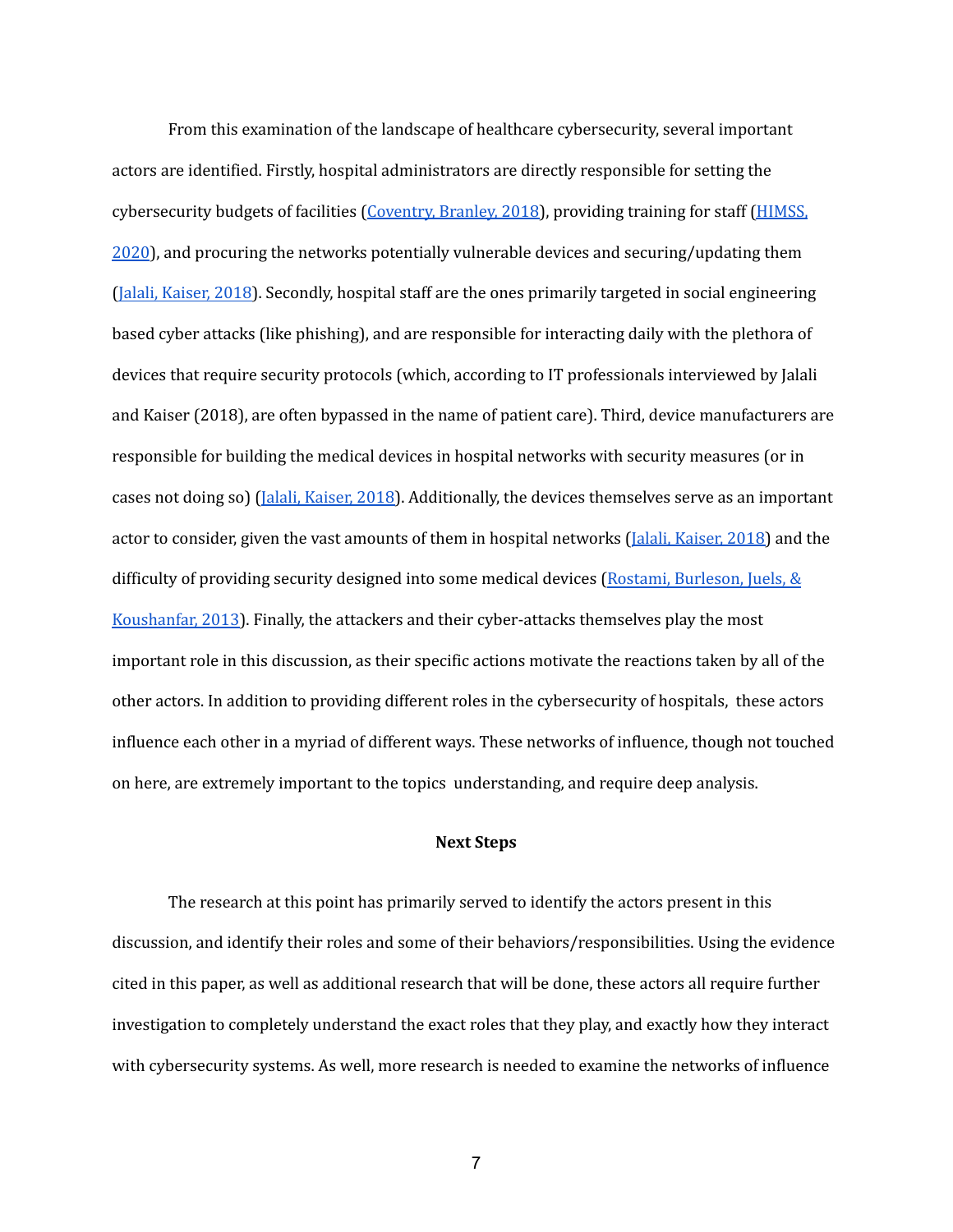From this examination of the landscape of healthcare cybersecurity, several important actors are identified. Firstly, hospital administrators are directly responsible for setting the cybersecurity budgets of facilities (Coventry, Branley, 2018), providing training for staff (HIMSS, 2020), and procuring the networks potentially vulnerable devices and securing/updating them (Jalali, Kaiser, 2018). Secondly, hospital staff are the ones primarily targeted in social engineering based cyber attacks (like phishing), and are responsible for interacting daily with the plethora of devices that require security protocols (which, according to IT professionals interviewed by Jalali and Kaiser (2018), are often bypassed in the name of patient care). Third, device manufacturers are responsible for building the medical devices in hospital networks with security measures (or in cases not doing so) (Jalali, Kaiser, 2018). Additionally, the devices themselves serve as an important actor to consider, given the vast amounts of them in hospital networks (Jalali, Kaiser, 2018) and the difficulty of providing security designed into some medical devices (Rostami, Burleson, Juels, & Koushanfar, 2013). Finally, the attackers and their cyber-attacks themselves play the most important role in this discussion, as their specific actions motivate the reactions taken by all of the other actors. In addition to providing different roles in the cybersecurity of hospitals, these actors influence each other in a myriad of different ways. These networks of influence, though not touched on here, are extremely important to the topics understanding, and require deep analysis.

**Next Steps**

The research at this point has primarily served to identify the actors present in this discussion, and identify their roles and some of their behaviors/responsibilities. Using the evidence cited in this paper, as well as additional research that will be done, these actors all require further investigation to completely understand the exact roles that they play, and exactly how they interact with cybersecurity systems. As well, more research is needed to examine the networks of influence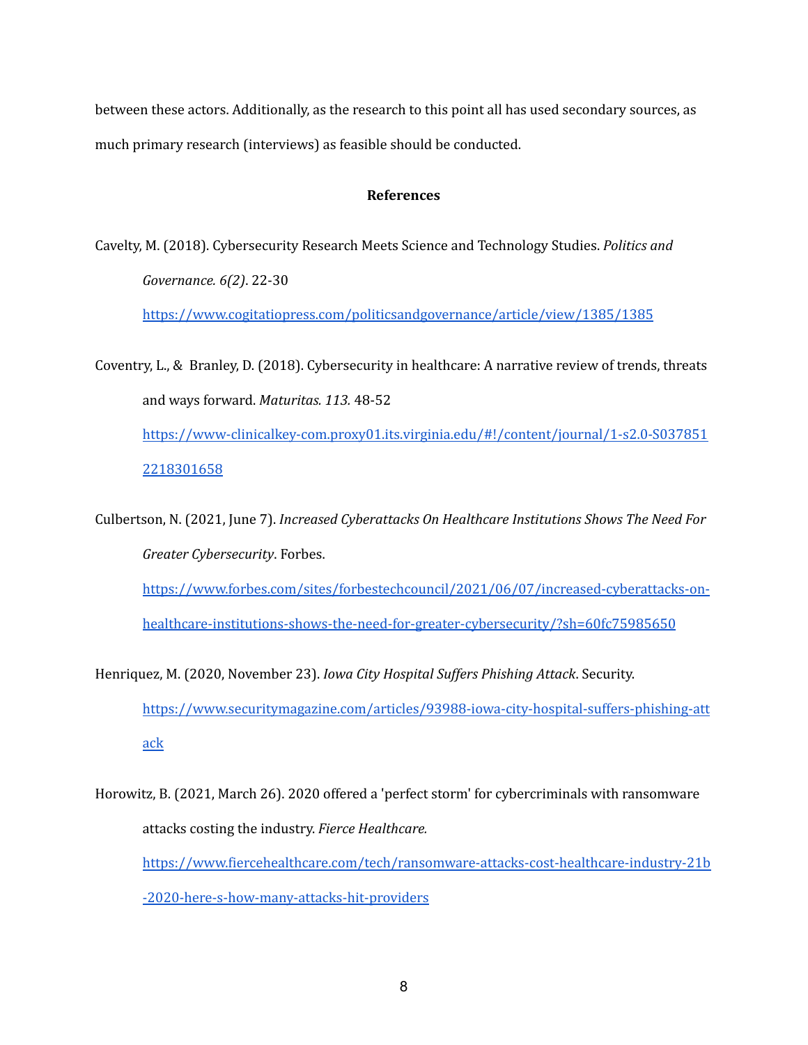between these actors. Additionally, as the research to this point all has used secondary sources, as much primary research (interviews) as feasible should be conducted.

## References

Cavelty, M. (2018). Cybersecurity Research Meets Science and Technology Studies. *Politics and Governance. 6(2)*. 22-30 https://www.cogitatiopress.com/politicsandgovernance/article/view/1385/1385

Coventry, L., & Branley, D. (2018). Cybersecurity in healthcare: A narrative review of trends, threats and ways forward. *Maturitas. 113.* 48-52 https://www-clinicalkey-com.proxy01.its.virginia.edu/#!/content/journal/1-s2.0-S0378512218301658

Culbertson, N. (2021, June 7). *Increased Cyberattacks On Healthcare Institutions Shows The Need For Greater Cybersecurity*. Forbes. https://www.forbes.com/sites/forbestechcouncil/2021/06/07/increased-cyberattacks-on-healthcare-institutions-shows-the-need-for-greater-cybersecurity/?sh=60fc75985650

Henriquez, M. (2020, November 23). *Iowa City Hospital Suffers Phishing Attack*. Security. https://www.securitymagazine.com/articles/93988-iowa-city-hospital-suffers-phishing-attack

Horowitz, B. (2021, March 26). 2020 offered a 'perfect storm' for cybercriminals with ransomware attacks costing the industry. *Fierce Healthcare.* https://www.fiercehealthcare.com/tech/ransomware-attacks-cost-healthcare-industry-21b-2020-here-s-how-many-attacks-hit-providers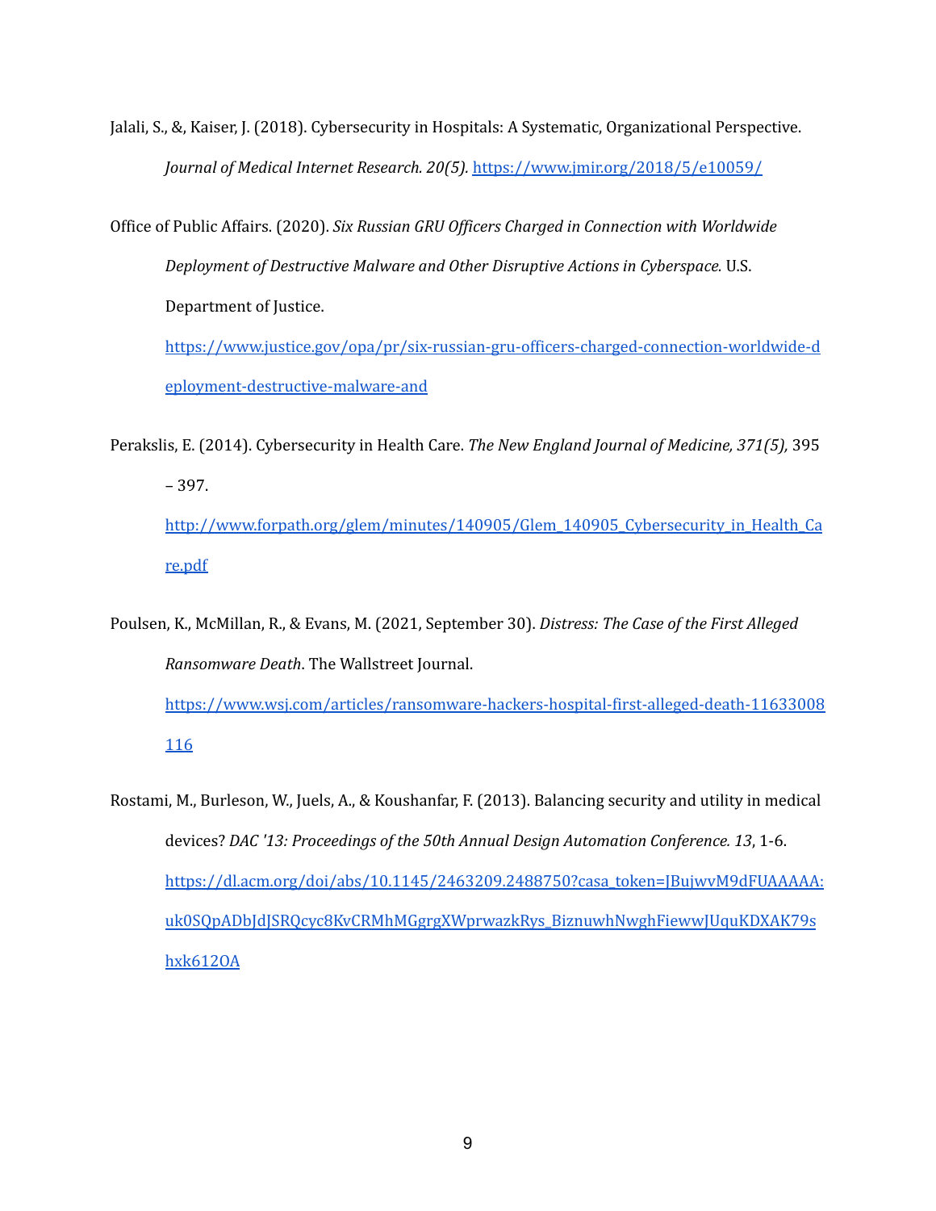Jalali, S., &, Kaiser, J. (2018). Cybersecurity in Hospitals: A Systematic, Organizational Perspective. *Journal of Medical Internet Research. 20(5).* https://www.jmir.org/2018/5/e10059/

Office of Public Affairs. (2020). *Six Russian GRU Officers Charged in Connection with Worldwide Deployment of Destructive Malware and Other Disruptive Actions in Cyberspace.* U.S. Department of Justice. https://www.justice.gov/opa/pr/six-russian-gru-officers-charged-connection-worldwide-deployment-destructive-malware-and

Perakslis, E. (2014). Cybersecurity in Health Care. *The New England Journal of Medicine, 371(5),* 395 – 397. http://www.forpath.org/glem/minutes/140905/Glem_140905_Cybersecurity_in_Health_Care.pdf

Poulsen, K., McMillan, R., & Evans, M. (2021, September 30). *Distress: The Case of the First Alleged Ransomware Death*. The Wallstreet Journal. https://www.wsj.com/articles/ransomware-hackers-hospital-first-alleged-death-11633008116

Rostami, M., Burleson, W., Juels, A., & Koushanfar, F. (2013). Balancing security and utility in medical devices? *DAC '13: Proceedings of the 50th Annual Design Automation Conference. 13*, 1-6. https://dl.acm.org/doi/abs/10.1145/2463209.2488750?casa_token=JBujwvM9dFUAAAAA:uk0SQpADbJdJSRQcyc8KvCRMhMGgrgXWprwazkRys_BiznuwhNwghFiewwJUquKDXAK79shxk612OA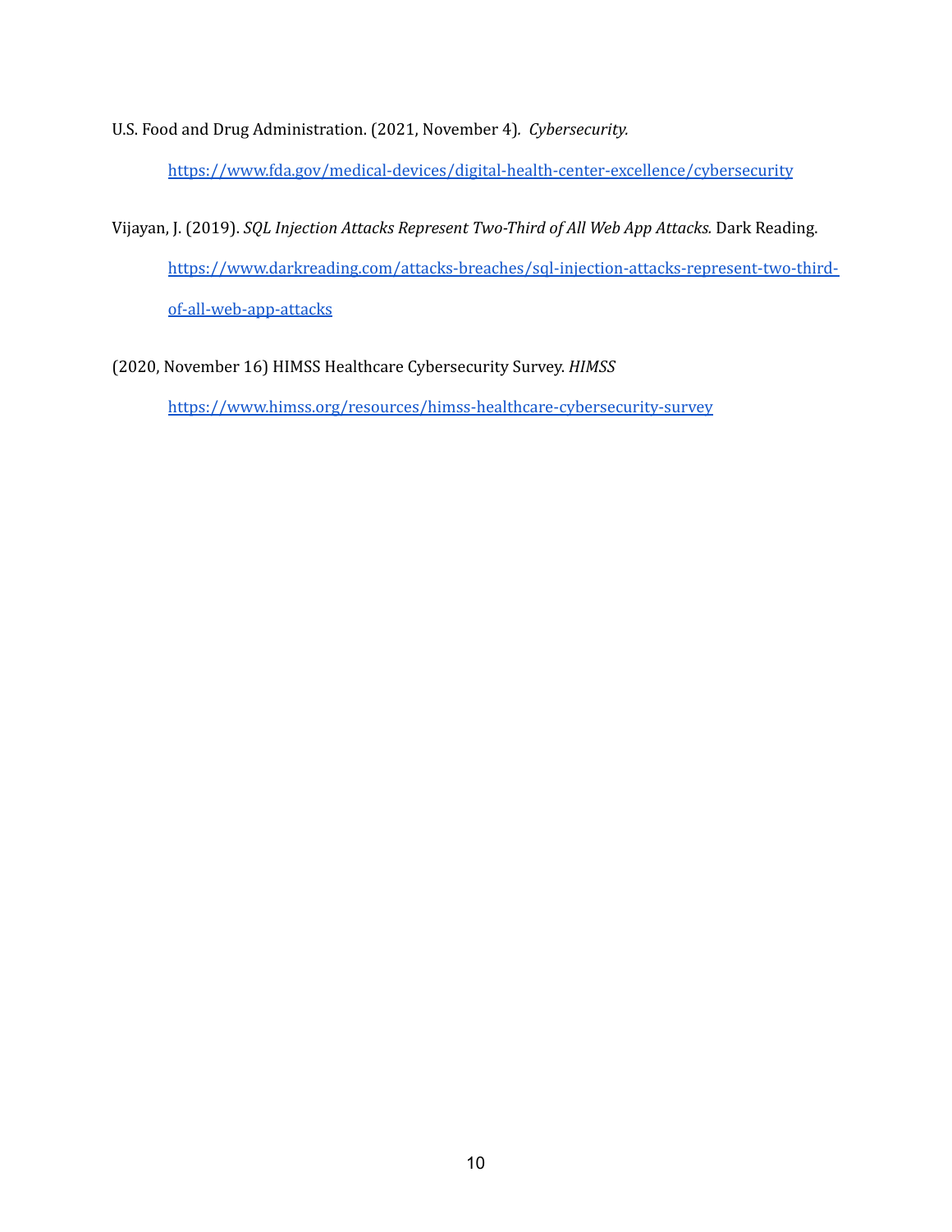U.S. Food and Drug Administration. (2021, November 4). *Cybersecurity.* https://www.fda.gov/medical-devices/digital-health-center-excellence/cybersecurity

Vijayan, J. (2019). *SQL Injection Attacks Represent Two-Third of All Web App Attacks.* Dark Reading. https://www.darkreading.com/attacks-breaches/sql-injection-attacks-represent-two-third-of-all-web-app-attacks

(2020, November 16) HIMSS Healthcare Cybersecurity Survey. *HIMSS* https://www.himss.org/resources/himss-healthcare-cybersecurity-survey